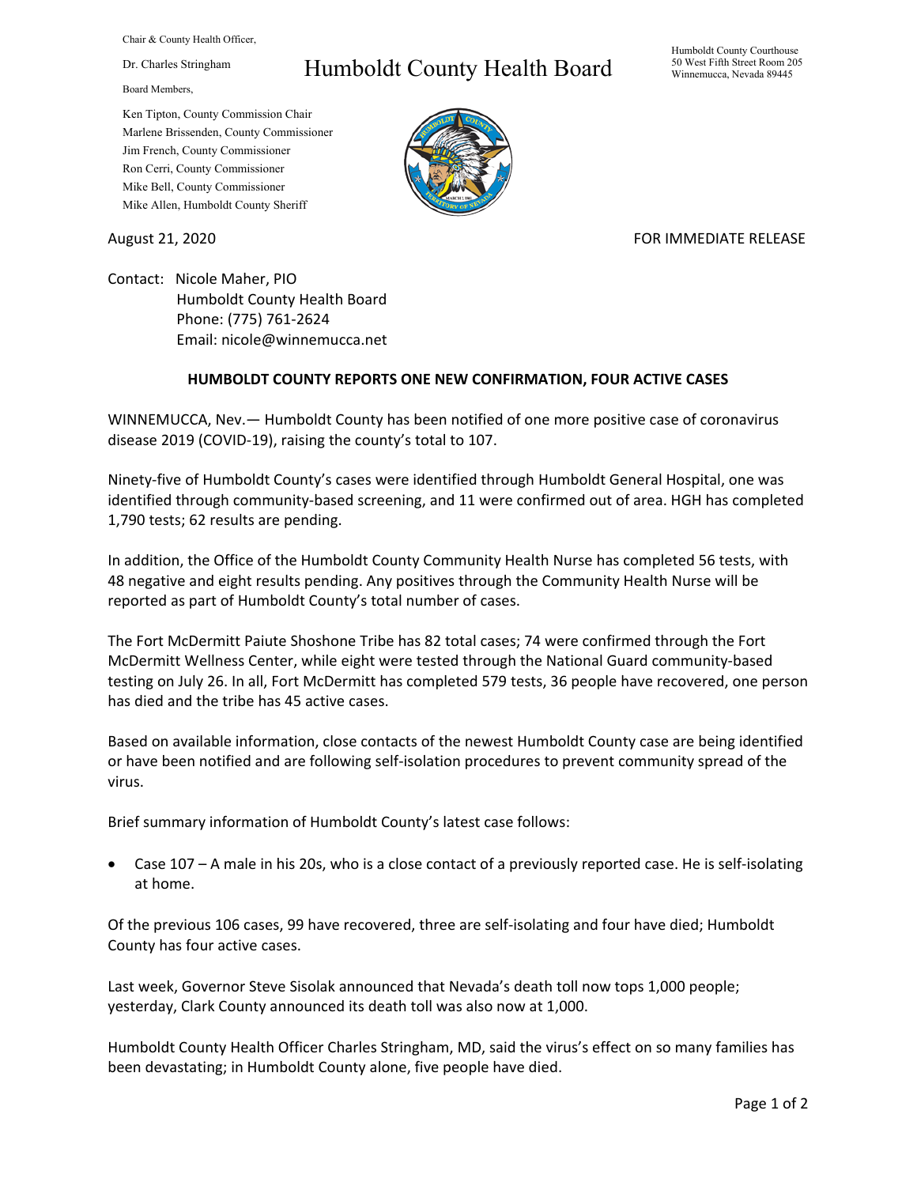Chair & County Health Officer,

Dr. Charles Stringham

Board Members,

Ken Tipton, County Commission Chair
Marlene Brissenden, County Commissioner
Jim French, County Commissioner
Ron Cerri, County Commissioner
Mike Bell, County Commissioner
Mike Allen, Humboldt County Sheriff

# Humboldt County Health Board

Humboldt County Courthouse
50 West Fifth Street Room 205
Winnemucca, Nevada 89445

August 21, 2020

FOR IMMEDIATE RELEASE

Contact: Nicole Maher, PIO
Humboldt County Health Board
Phone: (775) 761-2624
Email: nicole@winnemucca.net

**HUMBOLDT COUNTY REPORTS ONE NEW CONFIRMATION, FOUR ACTIVE CASES**

WINNEMUCCA, Nev.— Humboldt County has been notified of one more positive case of coronavirus disease 2019 (COVID-19), raising the county's total to 107.

Ninety-five of Humboldt County's cases were identified through Humboldt General Hospital, one was identified through community-based screening, and 11 were confirmed out of area. HGH has completed 1,790 tests; 62 results are pending.

In addition, the Office of the Humboldt County Community Health Nurse has completed 56 tests, with 48 negative and eight results pending. Any positives through the Community Health Nurse will be reported as part of Humboldt County's total number of cases.

The Fort McDermitt Paiute Shoshone Tribe has 82 total cases; 74 were confirmed through the Fort McDermitt Wellness Center, while eight were tested through the National Guard community-based testing on July 26. In all, Fort McDermitt has completed 579 tests, 36 people have recovered, one person has died and the tribe has 45 active cases.

Based on available information, close contacts of the newest Humboldt County case are being identified or have been notified and are following self-isolation procedures to prevent community spread of the virus.

Brief summary information of Humboldt County's latest case follows:

- Case 107 – A male in his 20s, who is a close contact of a previously reported case. He is self-isolating at home.

Of the previous 106 cases, 99 have recovered, three are self-isolating and four have died; Humboldt County has four active cases.

Last week, Governor Steve Sisolak announced that Nevada's death toll now tops 1,000 people; yesterday, Clark County announced its death toll was also now at 1,000.

Humboldt County Health Officer Charles Stringham, MD, said the virus's effect on so many families has been devastating; in Humboldt County alone, five people have died.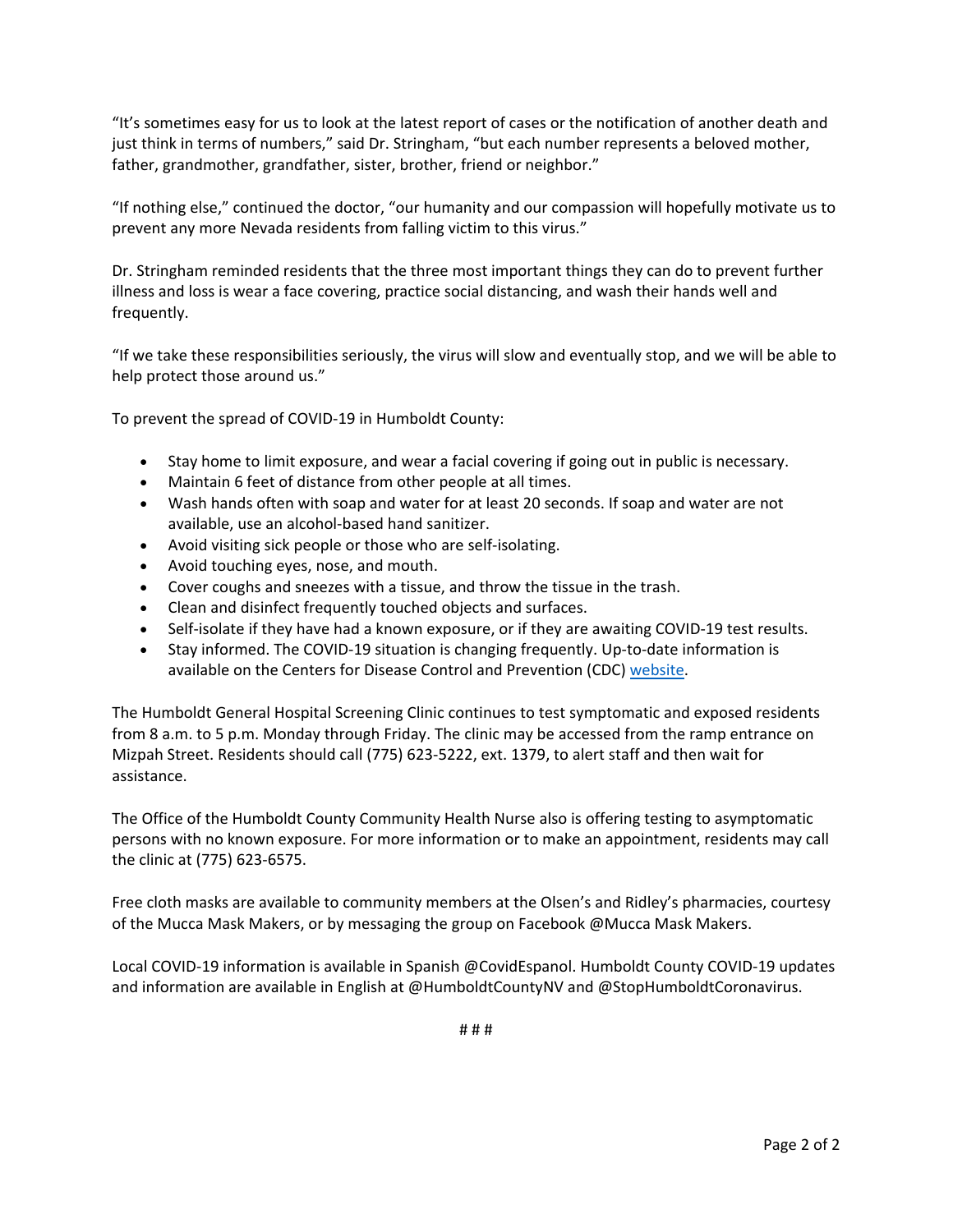"It's sometimes easy for us to look at the latest report of cases or the notification of another death and just think in terms of numbers," said Dr. Stringham, "but each number represents a beloved mother, father, grandmother, grandfather, sister, brother, friend or neighbor."

"If nothing else," continued the doctor, "our humanity and our compassion will hopefully motivate us to prevent any more Nevada residents from falling victim to this virus."

Dr. Stringham reminded residents that the three most important things they can do to prevent further illness and loss is wear a face covering, practice social distancing, and wash their hands well and frequently.

"If we take these responsibilities seriously, the virus will slow and eventually stop, and we will be able to help protect those around us."

To prevent the spread of COVID-19 in Humboldt County:

- Stay home to limit exposure, and wear a facial covering if going out in public is necessary.
- Maintain 6 feet of distance from other people at all times.
- Wash hands often with soap and water for at least 20 seconds. If soap and water are not available, use an alcohol-based hand sanitizer.
- Avoid visiting sick people or those who are self-isolating.
- Avoid touching eyes, nose, and mouth.
- Cover coughs and sneezes with a tissue, and throw the tissue in the trash.
- Clean and disinfect frequently touched objects and surfaces.
- Self-isolate if they have had a known exposure, or if they are awaiting COVID-19 test results.
- Stay informed. The COVID-19 situation is changing frequently. Up-to-date information is available on the Centers for Disease Control and Prevention (CDC) website.

The Humboldt General Hospital Screening Clinic continues to test symptomatic and exposed residents from 8 a.m. to 5 p.m. Monday through Friday. The clinic may be accessed from the ramp entrance on Mizpah Street. Residents should call (775) 623-5222, ext. 1379, to alert staff and then wait for assistance.

The Office of the Humboldt County Community Health Nurse also is offering testing to asymptomatic persons with no known exposure. For more information or to make an appointment, residents may call the clinic at (775) 623-6575.

Free cloth masks are available to community members at the Olsen's and Ridley's pharmacies, courtesy of the Mucca Mask Makers, or by messaging the group on Facebook @Mucca Mask Makers.

Local COVID-19 information is available in Spanish @CovidEspanol. Humboldt County COVID-19 updates and information are available in English at @HumboldtCountyNV and @StopHumboldtCoronavirus.

# # #